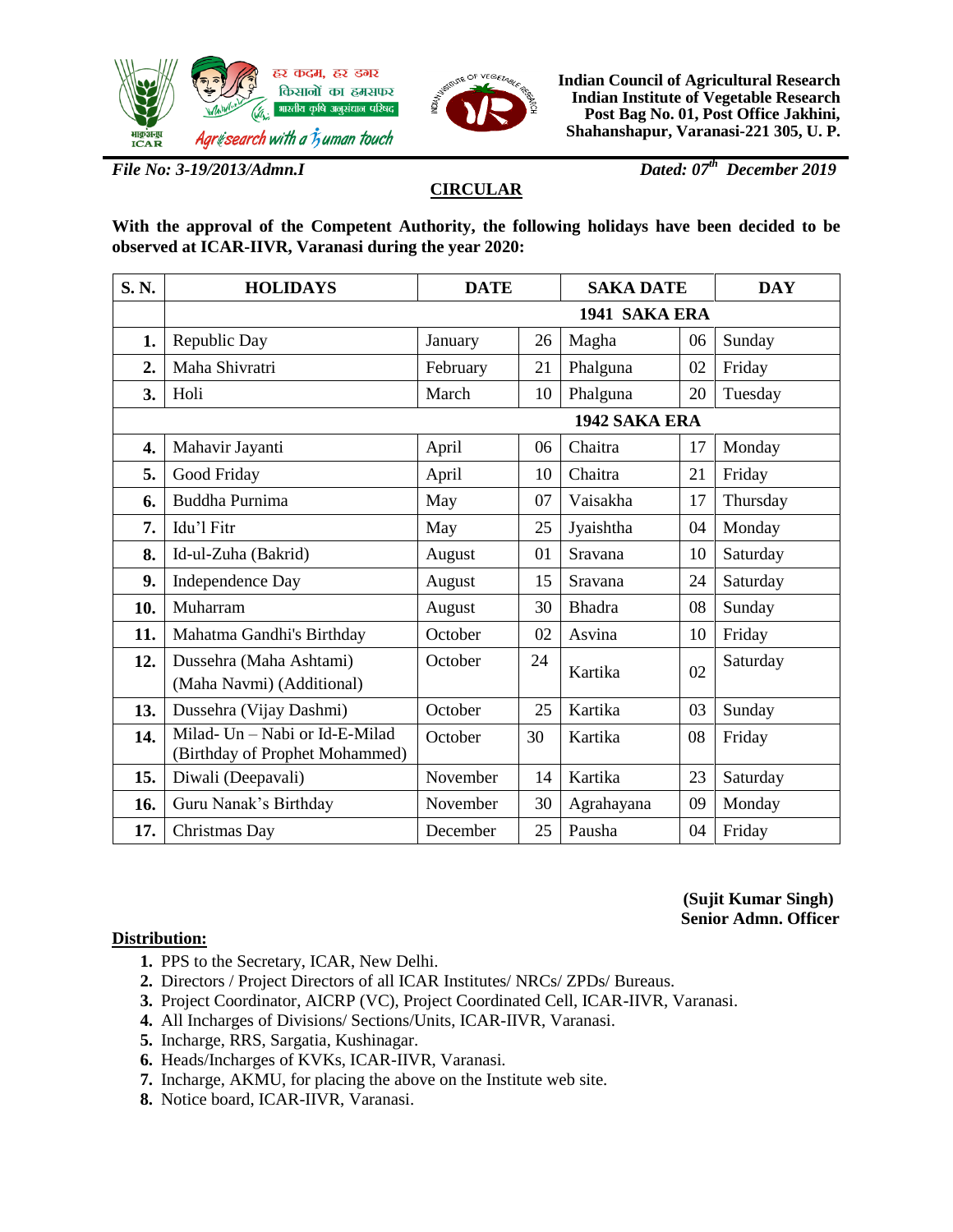हर कदम, हर डगर
किसानों का हमसफर
भारतीय कृषि अनुसंधान परिषद
Agrisearch with a human touch

**Indian Council of Agricultural Research**
**Indian Institute of Vegetable Research**
**Post Bag No. 01, Post Office Jakhini,**
**Shahanshapur, Varanasi-221 305, U. P.**

***File No: 3-19/2013/Admn.I*** ***Dated: 07th December 2019***

## CIRCULAR

**With the approval of the Competent Authority, the following holidays have been decided to be observed at ICAR-IIVR, Varanasi during the year 2020:**

| S. N. | HOLIDAYS | DATE | | SAKA DATE | | DAY |
|---|---|---|---|---|---|---|
| | | | | **1941 SAKA ERA** | | |
| **1.** | Republic Day | January | 26 | Magha | 06 | Sunday |
| **2.** | Maha Shivratri | February | 21 | Phalguna | 02 | Friday |
| **3.** | Holi | March | 10 | Phalguna | 20 | Tuesday |
| | | | | **1942 SAKA ERA** | | |
| **4.** | Mahavir Jayanti | April | 06 | Chaitra | 17 | Monday |
| **5.** | Good Friday | April | 10 | Chaitra | 21 | Friday |
| **6.** | Buddha Purnima | May | 07 | Vaisakha | 17 | Thursday |
| **7.** | Idu'l Fitr | May | 25 | Jyaishtha | 04 | Monday |
| **8.** | Id-ul-Zuha (Bakrid) | August | 01 | Sravana | 10 | Saturday |
| **9.** | Independence Day | August | 15 | Sravana | 24 | Saturday |
| **10.** | Muharram | August | 30 | Bhadra | 08 | Sunday |
| **11.** | Mahatma Gandhi's Birthday | October | 02 | Asvina | 10 | Friday |
| **12.** | Dussehra (Maha Ashtami) (Maha Navmi) (Additional) | October | 24 | Kartika | 02 | Saturday |
| **13.** | Dussehra (Vijay Dashmi) | October | 25 | Kartika | 03 | Sunday |
| **14.** | Milad- Un – Nabi or Id-E-Milad (Birthday of Prophet Mohammed) | October | 30 | Kartika | 08 | Friday |
| **15.** | Diwali (Deepavali) | November | 14 | Kartika | 23 | Saturday |
| **16.** | Guru Nanak's Birthday | November | 30 | Agrahayana | 09 | Monday |
| **17.** | Christmas Day | December | 25 | Pausha | 04 | Friday |

**(Sujit Kumar Singh)**
**Senior Admn. Officer**

**Distribution:**

1. PPS to the Secretary, ICAR, New Delhi.
2. Directors / Project Directors of all ICAR Institutes/ NRCs/ ZPDs/ Bureaus.
3. Project Coordinator, AICRP (VC), Project Coordinated Cell, ICAR-IIVR, Varanasi.
4. All Incharges of Divisions/ Sections/Units, ICAR-IIVR, Varanasi.
5. Incharge, RRS, Sargatia, Kushinagar.
6. Heads/Incharges of KVKs, ICAR-IIVR, Varanasi.
7. Incharge, AKMU, for placing the above on the Institute web site.
8. Notice board, ICAR-IIVR, Varanasi.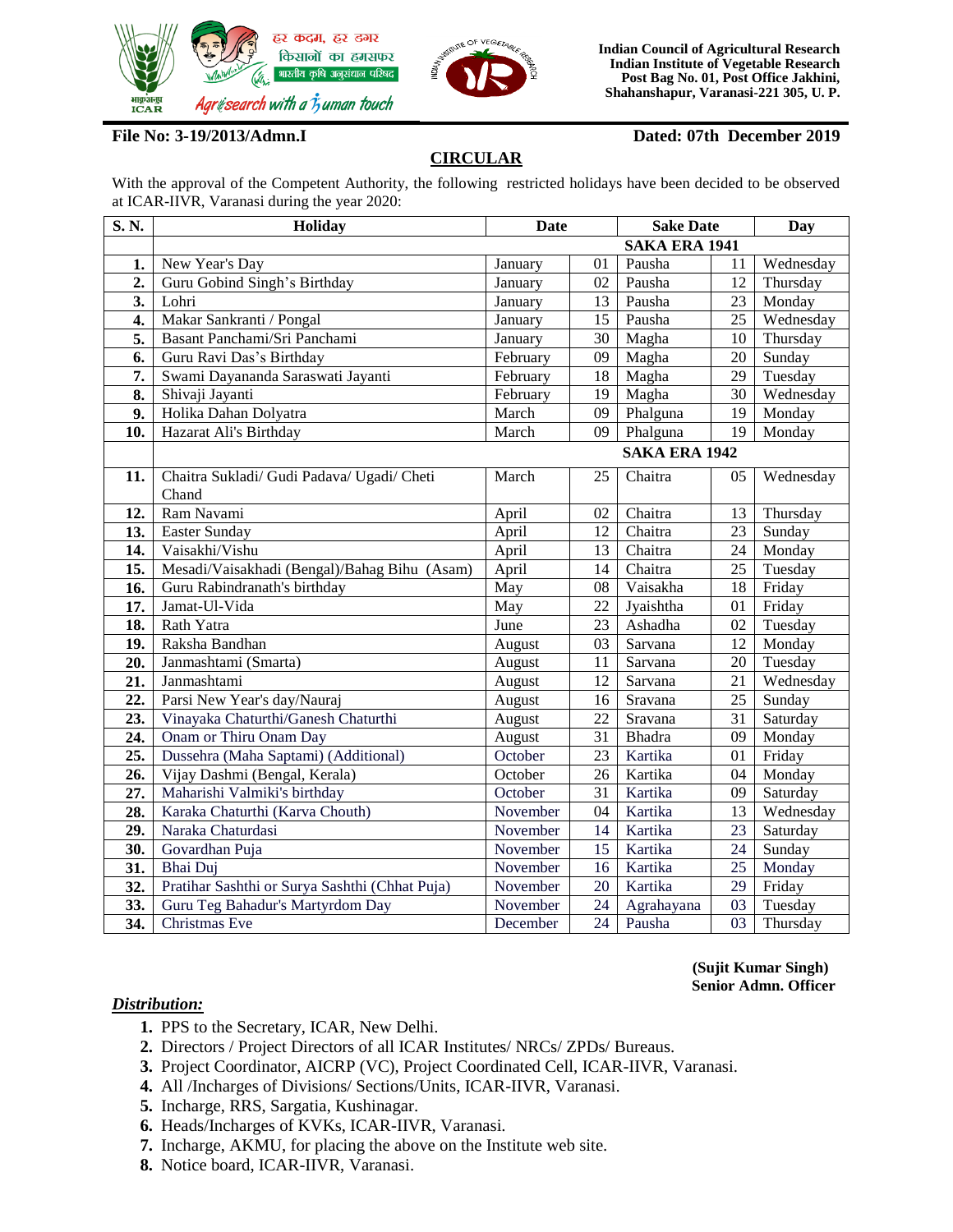Indian Council of Agricultural Research
Indian Institute of Vegetable Research
Post Bag No. 01, Post Office Jakhini,
Shahanshapur, Varanasi-221 305, U. P.

**File No: 3-19/2013/Admn.I** **Dated: 07th December 2019**

## CIRCULAR

With the approval of the Competent Authority, the following restricted holidays have been decided to be observed at ICAR-IIVR, Varanasi during the year 2020:

| S. N. | Holiday | Date | | Sake Date | | Day |
|---|---|---|---|---|---|---|
| | SAKA ERA 1941 | | | | | |
| 1. | New Year's Day | January | 01 | Pausha | 11 | Wednesday |
| 2. | Guru Gobind Singh's Birthday | January | 02 | Pausha | 12 | Thursday |
| 3. | Lohri | January | 13 | Pausha | 23 | Monday |
| 4. | Makar Sankranti / Pongal | January | 15 | Pausha | 25 | Wednesday |
| 5. | Basant Panchami/Sri Panchami | January | 30 | Magha | 10 | Thursday |
| 6. | Guru Ravi Das's Birthday | February | 09 | Magha | 20 | Sunday |
| 7. | Swami Dayananda Saraswati Jayanti | February | 18 | Magha | 29 | Tuesday |
| 8. | Shivaji Jayanti | February | 19 | Magha | 30 | Wednesday |
| 9. | Holika Dahan Dolyatra | March | 09 | Phalguna | 19 | Monday |
| 10. | Hazarat Ali's Birthday | March | 09 | Phalguna | 19 | Monday |
| | SAKA ERA 1942 | | | | | |
| 11. | Chaitra Sukladi/ Gudi Padava/ Ugadi/ Cheti Chand | March | 25 | Chaitra | 05 | Wednesday |
| 12. | Ram Navami | April | 02 | Chaitra | 13 | Thursday |
| 13. | Easter Sunday | April | 12 | Chaitra | 23 | Sunday |
| 14. | Vaisakhi/Vishu | April | 13 | Chaitra | 24 | Monday |
| 15. | Mesadi/Vaisakhadi (Bengal)/Bahag Bihu (Asam) | April | 14 | Chaitra | 25 | Tuesday |
| 16. | Guru Rabindranath's birthday | May | 08 | Vaisakha | 18 | Friday |
| 17. | Jamat-Ul-Vida | May | 22 | Jyaishtha | 01 | Friday |
| 18. | Rath Yatra | June | 23 | Ashadha | 02 | Tuesday |
| 19. | Raksha Bandhan | August | 03 | Sarvana | 12 | Monday |
| 20. | Janmashtami (Smarta) | August | 11 | Sarvana | 20 | Tuesday |
| 21. | Janmashtami | August | 12 | Sarvana | 21 | Wednesday |
| 22. | Parsi New Year's day/Nauraj | August | 16 | Sravana | 25 | Sunday |
| 23. | Vinayaka Chaturthi/Ganesh Chaturthi | August | 22 | Sravana | 31 | Saturday |
| 24. | Onam or Thiru Onam Day | August | 31 | Bhadra | 09 | Monday |
| 25. | Dussehra (Maha Saptami) (Additional) | October | 23 | Kartika | 01 | Friday |
| 26. | Vijay Dashmi (Bengal, Kerala) | October | 26 | Kartika | 04 | Monday |
| 27. | Maharishi Valmiki's birthday | October | 31 | Kartika | 09 | Saturday |
| 28. | Karaka Chaturthi (Karva Chouth) | November | 04 | Kartika | 13 | Wednesday |
| 29. | Naraka Chaturdasi | November | 14 | Kartika | 23 | Saturday |
| 30. | Govardhan Puja | November | 15 | Kartika | 24 | Sunday |
| 31. | Bhai Duj | November | 16 | Kartika | 25 | Monday |
| 32. | Pratihar Sashthi or Surya Sashthi (Chhat Puja) | November | 20 | Kartika | 29 | Friday |
| 33. | Guru Teg Bahadur's Martyrdom Day | November | 24 | Agrahayana | 03 | Tuesday |
| 34. | Christmas Eve | December | 24 | Pausha | 03 | Thursday |

**(Sujit Kumar Singh)**
**Senior Admn. Officer**

***Distribution:***

1. PPS to the Secretary, ICAR, New Delhi.
2. Directors / Project Directors of all ICAR Institutes/ NRCs/ ZPDs/ Bureaus.
3. Project Coordinator, AICRP (VC), Project Coordinated Cell, ICAR-IIVR, Varanasi.
4. All /Incharges of Divisions/ Sections/Units, ICAR-IIVR, Varanasi.
5. Incharge, RRS, Sargatia, Kushinagar.
6. Heads/Incharges of KVKs, ICAR-IIVR, Varanasi.
7. Incharge, AKMU, for placing the above on the Institute web site.
8. Notice board, ICAR-IIVR, Varanasi.